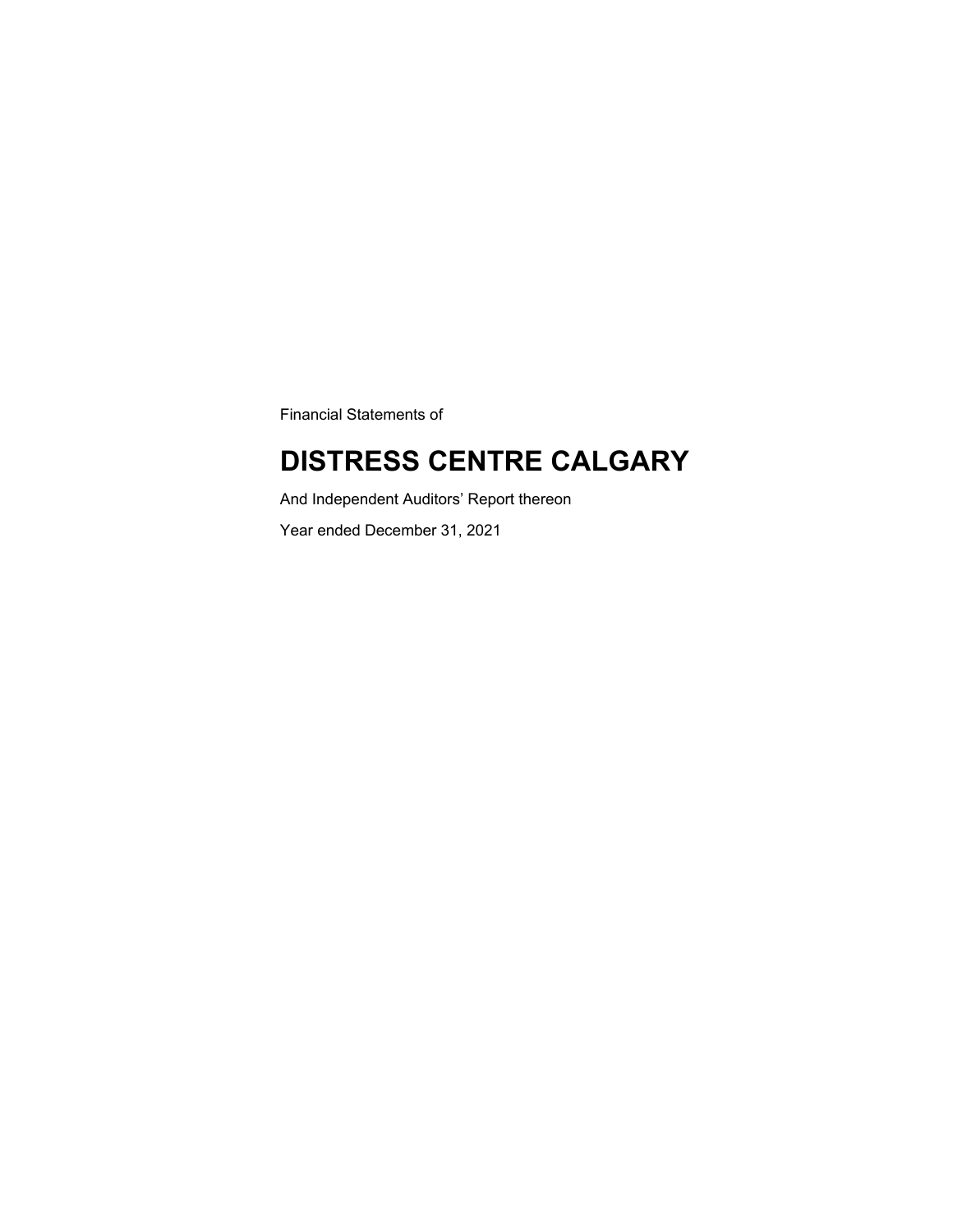Financial Statements of

# DISTRESS CENTRE CALGARY

And Independent Auditors’ Report thereon

Year ended December 31, 2021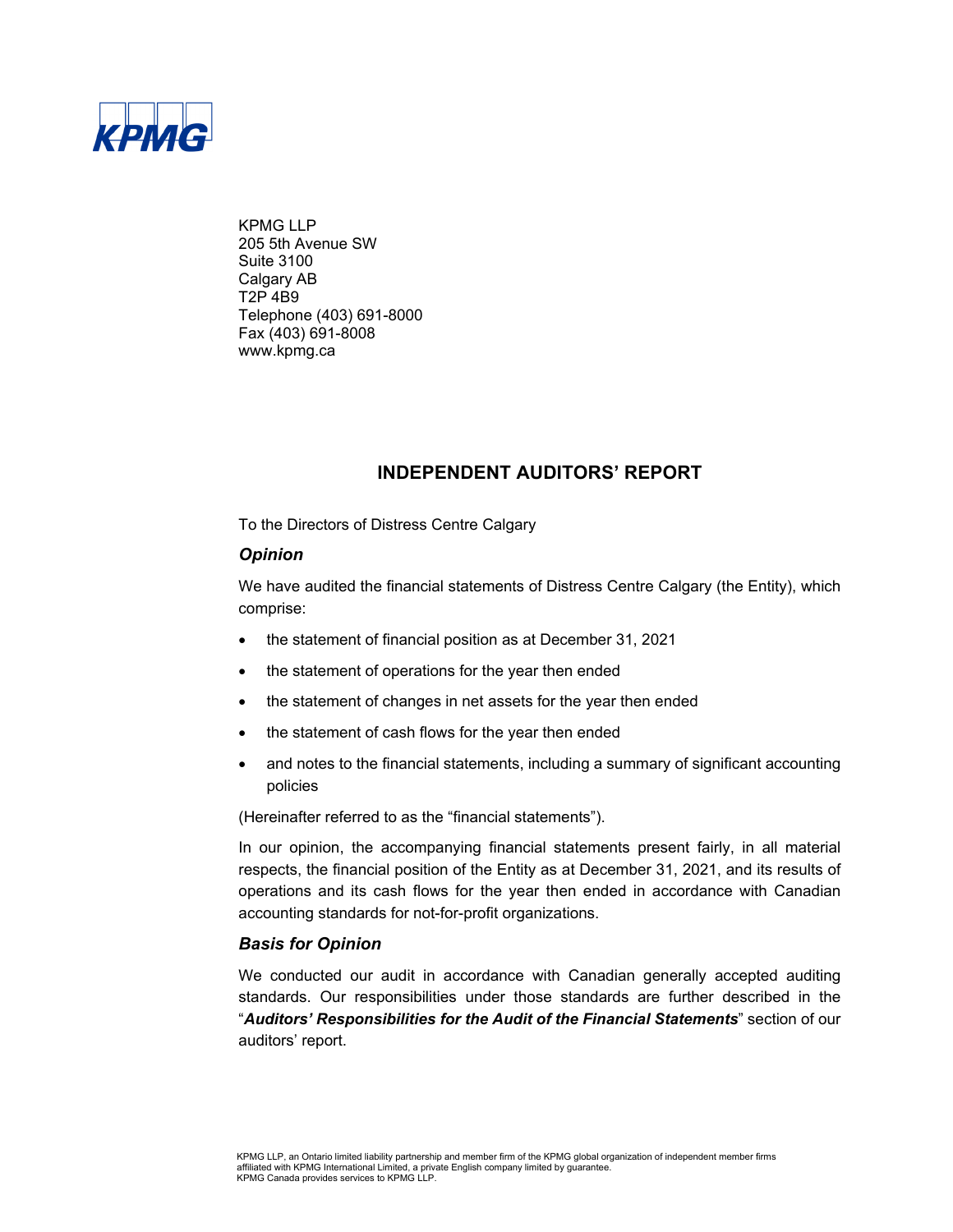KPMG LLP
205 5th Avenue SW
Suite 3100
Calgary AB
T2P 4B9
Telephone (403) 691-8000
Fax (403) 691-8008
www.kpmg.ca

# INDEPENDENT AUDITORS' REPORT

To the Directors of Distress Centre Calgary

### *Opinion*

We have audited the financial statements of Distress Centre Calgary (the Entity), which comprise:

- the statement of financial position as at December 31, 2021
- the statement of operations for the year then ended
- the statement of changes in net assets for the year then ended
- the statement of cash flows for the year then ended
- and notes to the financial statements, including a summary of significant accounting policies

(Hereinafter referred to as the "financial statements").

In our opinion, the accompanying financial statements present fairly, in all material respects, the financial position of the Entity as at December 31, 2021, and its results of operations and its cash flows for the year then ended in accordance with Canadian accounting standards for not-for-profit organizations.

### *Basis for Opinion*

We conducted our audit in accordance with Canadian generally accepted auditing standards. Our responsibilities under those standards are further described in the "***Auditors' Responsibilities for the Audit of the Financial Statements***" section of our auditors' report.

KPMG LLP, an Ontario limited liability partnership and member firm of the KPMG global organization of independent member firms affiliated with KPMG International Limited, a private English company limited by guarantee.
KPMG Canada provides services to KPMG LLP.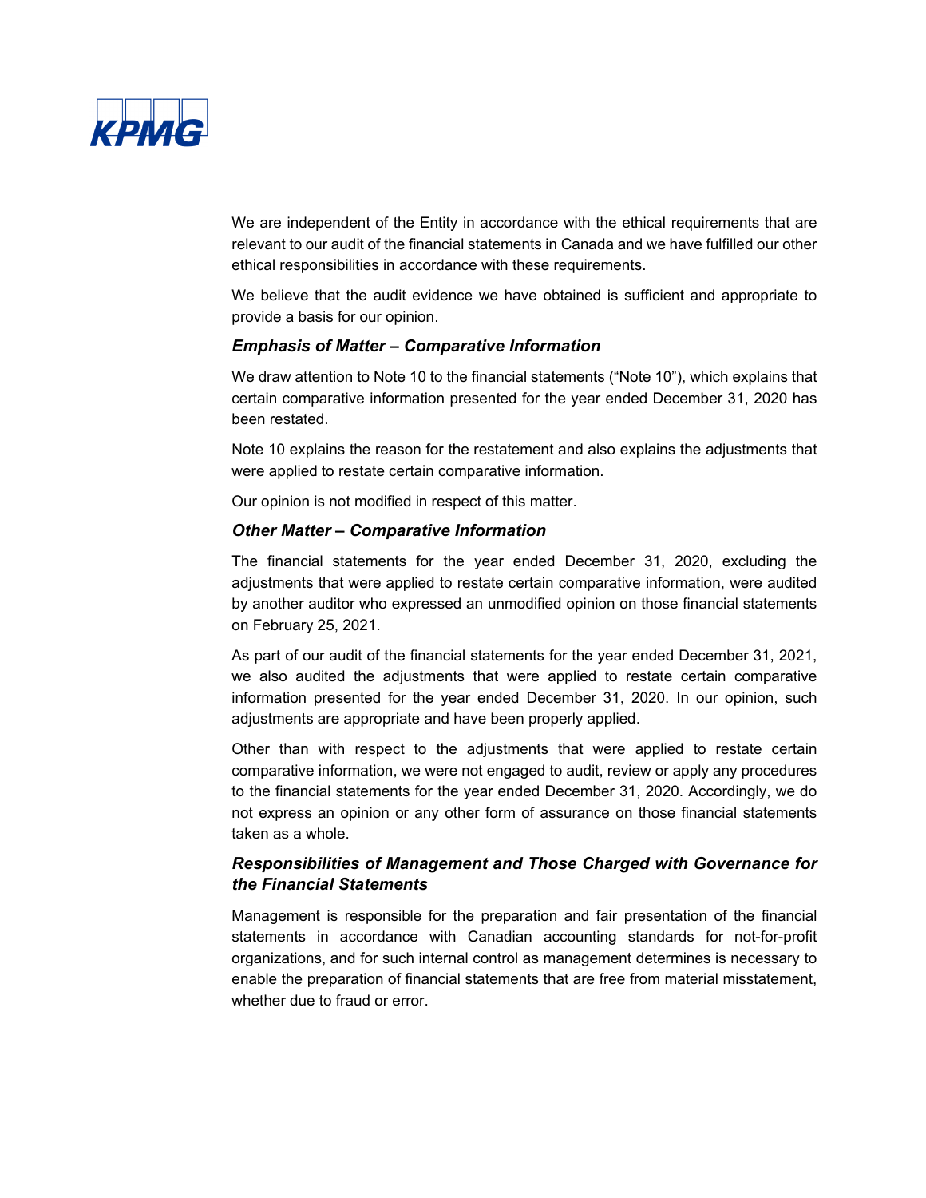We are independent of the Entity in accordance with the ethical requirements that are relevant to our audit of the financial statements in Canada and we have fulfilled our other ethical responsibilities in accordance with these requirements.

We believe that the audit evidence we have obtained is sufficient and appropriate to provide a basis for our opinion.

### *Emphasis of Matter – Comparative Information*

We draw attention to Note 10 to the financial statements ("Note 10"), which explains that certain comparative information presented for the year ended December 31, 2020 has been restated.

Note 10 explains the reason for the restatement and also explains the adjustments that were applied to restate certain comparative information.

Our opinion is not modified in respect of this matter.

### *Other Matter – Comparative Information*

The financial statements for the year ended December 31, 2020, excluding the adjustments that were applied to restate certain comparative information, were audited by another auditor who expressed an unmodified opinion on those financial statements on February 25, 2021.

As part of our audit of the financial statements for the year ended December 31, 2021, we also audited the adjustments that were applied to restate certain comparative information presented for the year ended December 31, 2020. In our opinion, such adjustments are appropriate and have been properly applied.

Other than with respect to the adjustments that were applied to restate certain comparative information, we were not engaged to audit, review or apply any procedures to the financial statements for the year ended December 31, 2020. Accordingly, we do not express an opinion or any other form of assurance on those financial statements taken as a whole.

### *Responsibilities of Management and Those Charged with Governance for the Financial Statements*

Management is responsible for the preparation and fair presentation of the financial statements in accordance with Canadian accounting standards for not-for-profit organizations, and for such internal control as management determines is necessary to enable the preparation of financial statements that are free from material misstatement, whether due to fraud or error.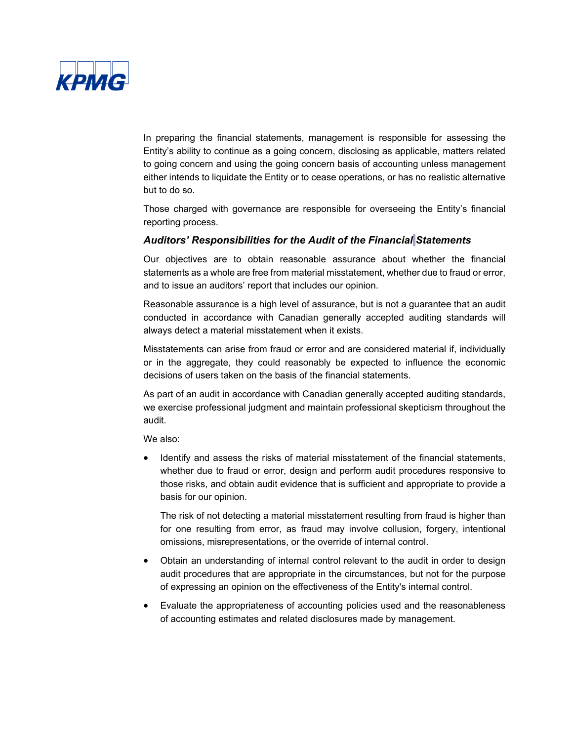In preparing the financial statements, management is responsible for assessing the Entity’s ability to continue as a going concern, disclosing as applicable, matters related to going concern and using the going concern basis of accounting unless management either intends to liquidate the Entity or to cease operations, or has no realistic alternative but to do so.

Those charged with governance are responsible for overseeing the Entity’s financial reporting process.

### *Auditors’ Responsibilities for the Audit of the Financial Statements*

Our objectives are to obtain reasonable assurance about whether the financial statements as a whole are free from material misstatement, whether due to fraud or error, and to issue an auditors’ report that includes our opinion.

Reasonable assurance is a high level of assurance, but is not a guarantee that an audit conducted in accordance with Canadian generally accepted auditing standards will always detect a material misstatement when it exists.

Misstatements can arise from fraud or error and are considered material if, individually or in the aggregate, they could reasonably be expected to influence the economic decisions of users taken on the basis of the financial statements.

As part of an audit in accordance with Canadian generally accepted auditing standards, we exercise professional judgment and maintain professional skepticism throughout the audit.

We also:

- Identify and assess the risks of material misstatement of the financial statements, whether due to fraud or error, design and perform audit procedures responsive to those risks, and obtain audit evidence that is sufficient and appropriate to provide a basis for our opinion.

  The risk of not detecting a material misstatement resulting from fraud is higher than for one resulting from error, as fraud may involve collusion, forgery, intentional omissions, misrepresentations, or the override of internal control.

- Obtain an understanding of internal control relevant to the audit in order to design audit procedures that are appropriate in the circumstances, but not for the purpose of expressing an opinion on the effectiveness of the Entity's internal control.

- Evaluate the appropriateness of accounting policies used and the reasonableness of accounting estimates and related disclosures made by management.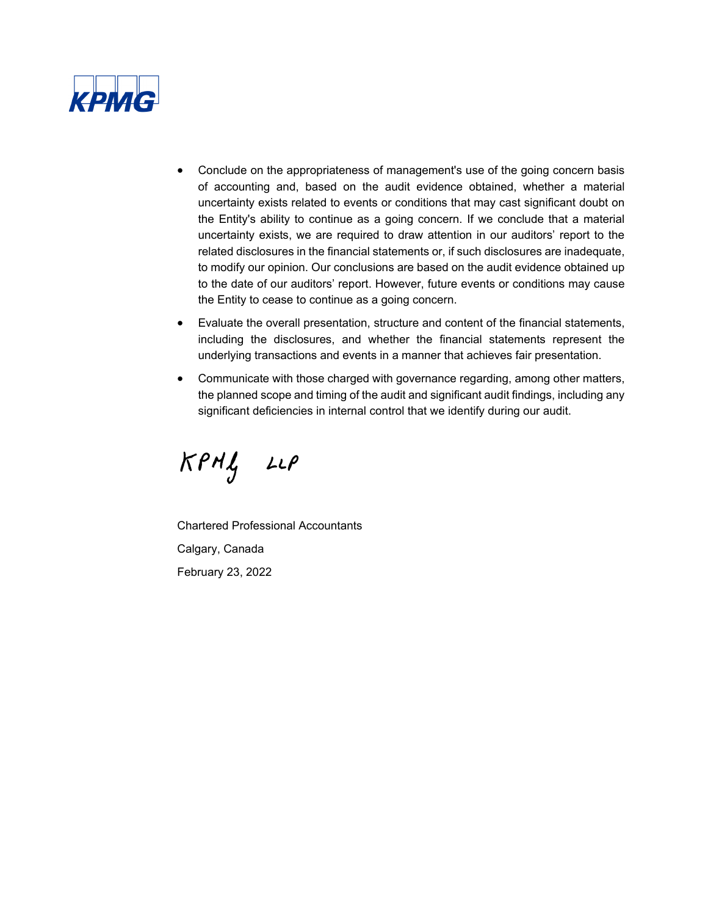- Conclude on the appropriateness of management's use of the going concern basis of accounting and, based on the audit evidence obtained, whether a material uncertainty exists related to events or conditions that may cast significant doubt on the Entity's ability to continue as a going concern. If we conclude that a material uncertainty exists, we are required to draw attention in our auditors' report to the related disclosures in the financial statements or, if such disclosures are inadequate, to modify our opinion. Our conclusions are based on the audit evidence obtained up to the date of our auditors' report. However, future events or conditions may cause the Entity to cease to continue as a going concern.
- Evaluate the overall presentation, structure and content of the financial statements, including the disclosures, and whether the financial statements represent the underlying transactions and events in a manner that achieves fair presentation.
- Communicate with those charged with governance regarding, among other matters, the planned scope and timing of the audit and significant audit findings, including any significant deficiencies in internal control that we identify during our audit.

KPMG LLP

Chartered Professional Accountants

Calgary, Canada

February 23, 2022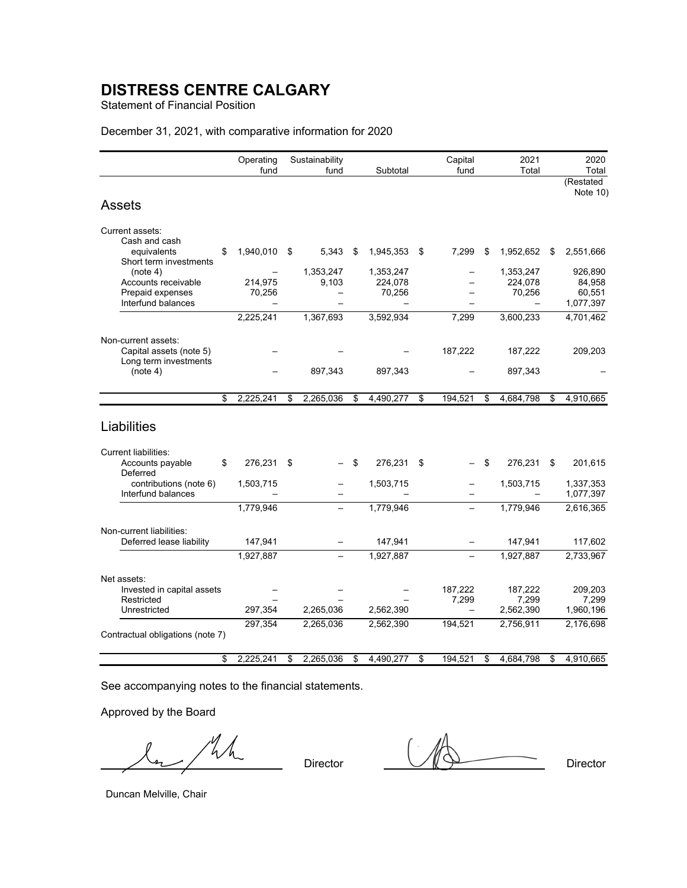# DISTRESS CENTRE CALGARY

Statement of Financial Position

December 31, 2021, with comparative information for 2020

| | Operating fund | Sustainability fund | Subtotal | Capital fund | 2021 Total | 2020 Total (Restated Note 10) |
|---|---|---|---|---|---|---|
| **Assets** | | | | | | |
| Current assets: | | | | | | |
| Cash and cash equivalents | $ 1,940,010 | $ 5,343 | $ 1,945,353 | $ 7,299 | $ 1,952,652 | $ 2,551,666 |
| Short term investments (note 4) | – | 1,353,247 | 1,353,247 | – | 1,353,247 | 926,890 |
| Accounts receivable | 214,975 | 9,103 | 224,078 | – | 224,078 | 84,958 |
| Prepaid expenses | 70,256 | – | 70,256 | – | 70,256 | 60,551 |
| Interfund balances | – | – | – | – | – | 1,077,397 |
| | 2,225,241 | 1,367,693 | 3,592,934 | 7,299 | 3,600,233 | 4,701,462 |
| Non-current assets: | | | | | | |
| Capital assets (note 5) | – | – | – | 187,222 | 187,222 | 209,203 |
| Long term investments (note 4) | – | 897,343 | 897,343 | – | 897,343 | – |
| | $ 2,225,241 | $ 2,265,036 | $ 4,490,277 | $ 194,521 | $ 4,684,798 | $ 4,910,665 |
| **Liabilities** | | | | | | |
| Current liabilities: | | | | | | |
| Accounts payable | $ 276,231 | $ – | $ 276,231 | $ – | $ 276,231 | $ 201,615 |
| Deferred contributions (note 6) | 1,503,715 | – | 1,503,715 | – | 1,503,715 | 1,337,353 |
| Interfund balances | – | – | – | – | – | 1,077,397 |
| | 1,779,946 | – | 1,779,946 | – | 1,779,946 | 2,616,365 |
| Non-current liabilities: | | | | | | |
| Deferred lease liability | 147,941 | – | 147,941 | – | 147,941 | 117,602 |
| | 1,927,887 | – | 1,927,887 | – | 1,927,887 | 2,733,967 |
| Net assets: | | | | | | |
| Invested in capital assets | – | – | – | 187,222 | 187,222 | 209,203 |
| Restricted | – | – | – | 7,299 | 7,299 | 7,299 |
| Unrestricted | 297,354 | 2,265,036 | 2,562,390 | – | 2,562,390 | 1,960,196 |
| | 297,354 | 2,265,036 | 2,562,390 | 194,521 | 2,756,911 | 2,176,698 |
| Contractual obligations (note 7) | | | | | | |
| | $ 2,225,241 | $ 2,265,036 | $ 4,490,277 | $ 194,521 | $ 4,684,798 | $ 4,910,665 |

See accompanying notes to the financial statements.

Approved by the Board

Director Director

Duncan Melville, Chair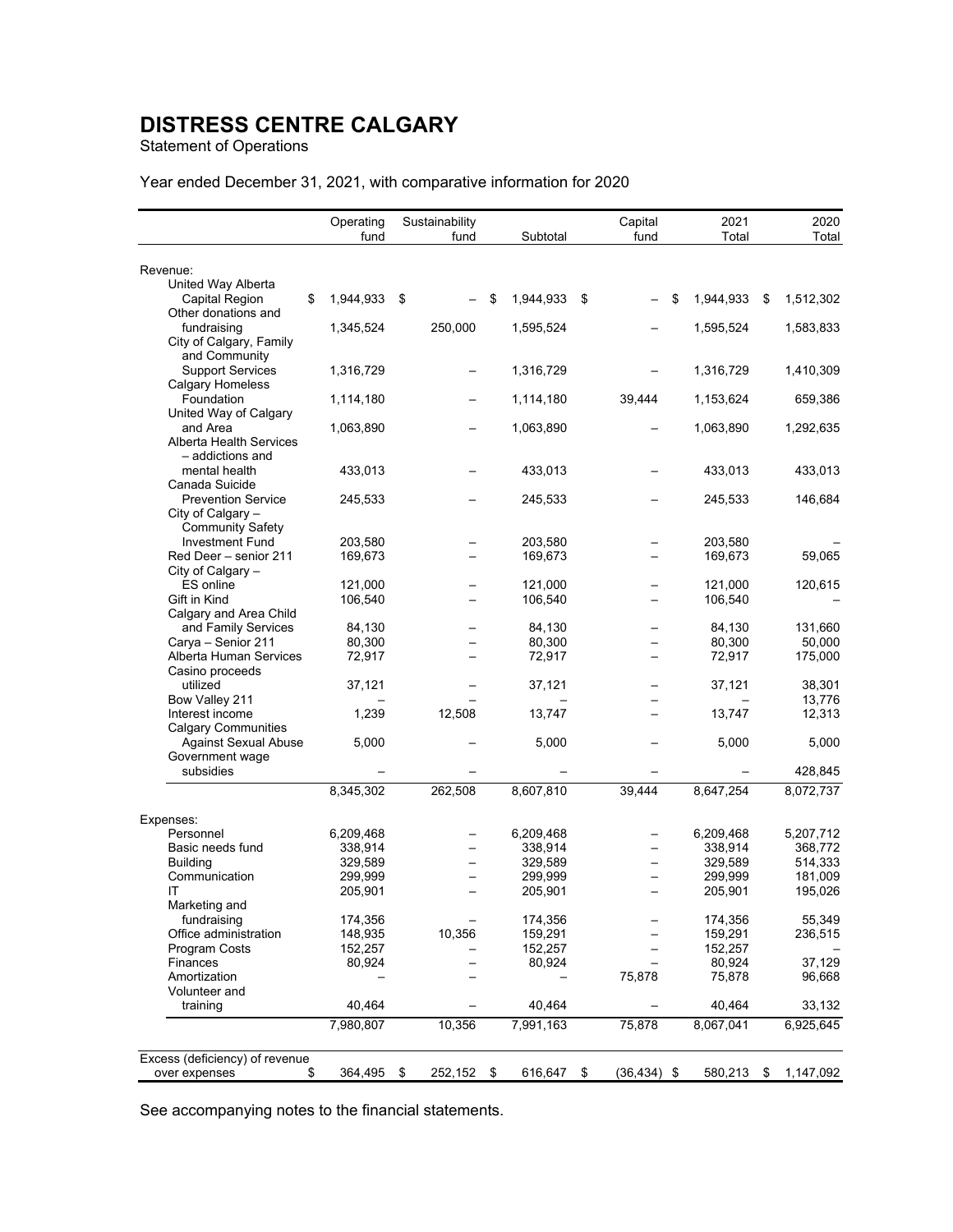# DISTRESS CENTRE CALGARY

Statement of Operations

Year ended December 31, 2021, with comparative information for 2020

| | Operating fund | Sustainability fund | Subtotal | Capital fund | 2021 Total | 2020 Total |
|---|---|---|---|---|---|---|
| Revenue: | | | | | | |
| United Way Alberta Capital Region | $ 1,944,933 | $ – | $ 1,944,933 | $ – | $ 1,944,933 | $ 1,512,302 |
| Other donations and fundraising | 1,345,524 | 250,000 | 1,595,524 | – | 1,595,524 | 1,583,833 |
| City of Calgary, Family and Community Support Services | 1,316,729 | – | 1,316,729 | – | 1,316,729 | 1,410,309 |
| Calgary Homeless Foundation | 1,114,180 | – | 1,114,180 | 39,444 | 1,153,624 | 659,386 |
| United Way of Calgary and Area | 1,063,890 | – | 1,063,890 | – | 1,063,890 | 1,292,635 |
| Alberta Health Services – addictions and mental health | 433,013 | – | 433,013 | – | 433,013 | 433,013 |
| Canada Suicide Prevention Service | 245,533 | – | 245,533 | – | 245,533 | 146,684 |
| City of Calgary – Community Safety Investment Fund | 203,580 | – | 203,580 | – | 203,580 | – |
| Red Deer – senior 211 | 169,673 | – | 169,673 | – | 169,673 | 59,065 |
| City of Calgary – ES online | 121,000 | – | 121,000 | – | 121,000 | 120,615 |
| Gift in Kind | 106,540 | – | 106,540 | – | 106,540 | – |
| Calgary and Area Child and Family Services | 84,130 | – | 84,130 | – | 84,130 | 131,660 |
| Carya – Senior 211 | 80,300 | – | 80,300 | – | 80,300 | 50,000 |
| Alberta Human Services | 72,917 | – | 72,917 | – | 72,917 | 175,000 |
| Casino proceeds utilized | 37,121 | – | 37,121 | – | 37,121 | 38,301 |
| Bow Valley 211 | – | – | – | – | – | 13,776 |
| Interest income | 1,239 | 12,508 | 13,747 | – | 13,747 | 12,313 |
| Calgary Communities Against Sexual Abuse | 5,000 | – | 5,000 | – | 5,000 | 5,000 |
| Government wage subsidies | – | – | – | – | – | 428,845 |
| | 8,345,302 | 262,508 | 8,607,810 | 39,444 | 8,647,254 | 8,072,737 |
| Expenses: | | | | | | |
| Personnel | 6,209,468 | – | 6,209,468 | – | 6,209,468 | 5,207,712 |
| Basic needs fund | 338,914 | – | 338,914 | – | 338,914 | 368,772 |
| Building | 329,589 | – | 329,589 | – | 329,589 | 514,333 |
| Communication | 299,999 | – | 299,999 | – | 299,999 | 181,009 |
| IT | 205,901 | – | 205,901 | – | 205,901 | 195,026 |
| Marketing and fundraising | 174,356 | – | 174,356 | – | 174,356 | 55,349 |
| Office administration | 148,935 | 10,356 | 159,291 | – | 159,291 | 236,515 |
| Program Costs | 152,257 | – | 152,257 | – | 152,257 | – |
| Finances | 80,924 | – | 80,924 | – | 80,924 | 37,129 |
| Amortization | – | – | – | 75,878 | 75,878 | 96,668 |
| Volunteer and training | 40,464 | – | 40,464 | – | 40,464 | 33,132 |
| | 7,980,807 | 10,356 | 7,991,163 | 75,878 | 8,067,041 | 6,925,645 |
| Excess (deficiency) of revenue over expenses | $ 364,495 | $ 252,152 | $ 616,647 | $ (36,434) | $ 580,213 | $ 1,147,092 |

See accompanying notes to the financial statements.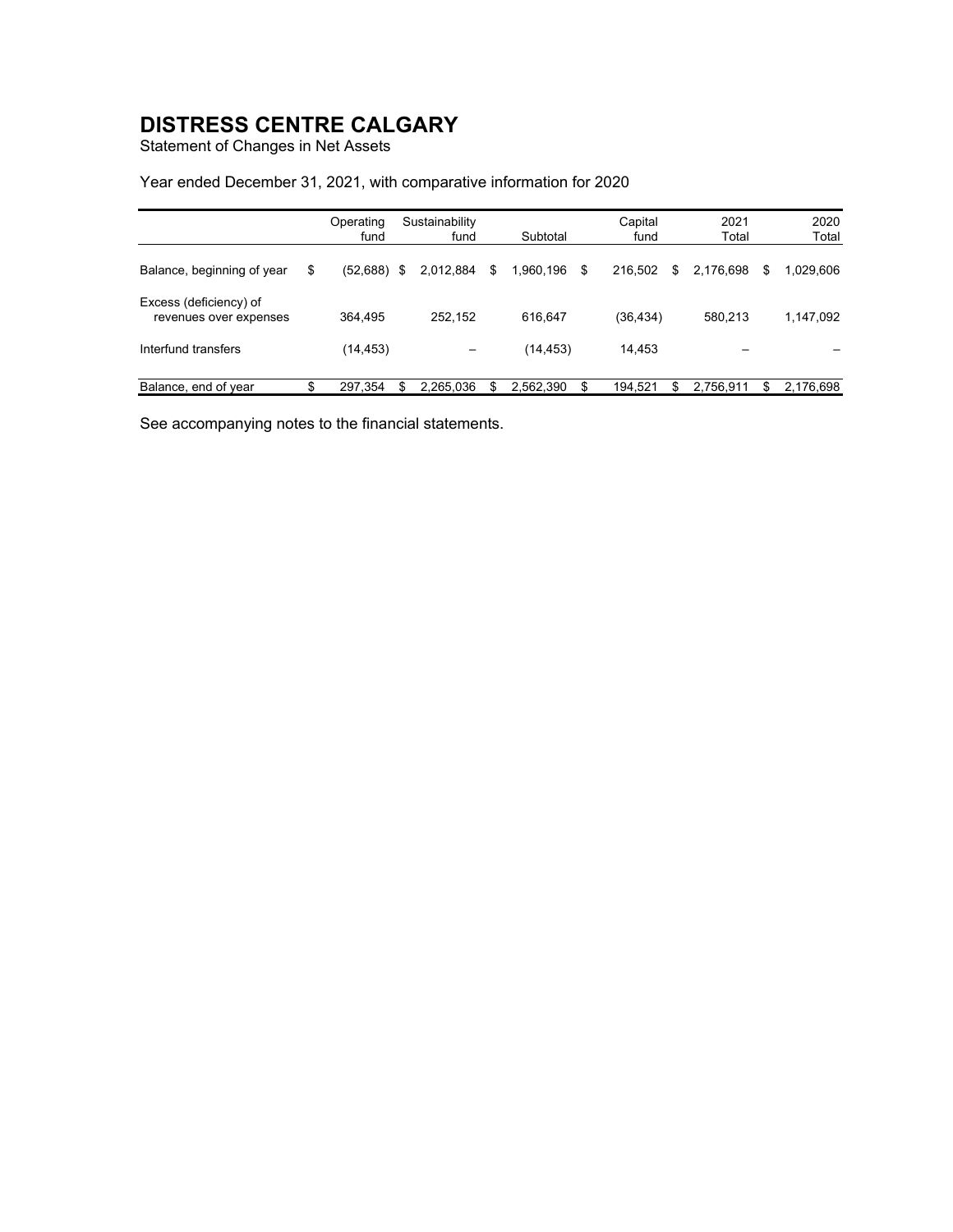# DISTRESS CENTRE CALGARY

Statement of Changes in Net Assets

Year ended December 31, 2021, with comparative information for 2020

| | Operating fund | Sustainability fund | Subtotal | Capital fund | 2021 Total | 2020 Total |
|---|---|---|---|---|---|---|
| Balance, beginning of year | $ (52,688) | $ 2,012,884 | $ 1,960,196 | $ 216,502 | $ 2,176,698 | $ 1,029,606 |
| Excess (deficiency) of revenues over expenses | 364,495 | 252,152 | 616,647 | (36,434) | 580,213 | 1,147,092 |
| Interfund transfers | (14,453) | – | (14,453) | 14,453 | – | – |
| Balance, end of year | $ 297,354 | $ 2,265,036 | $ 2,562,390 | $ 194,521 | $ 2,756,911 | $ 2,176,698 |

See accompanying notes to the financial statements.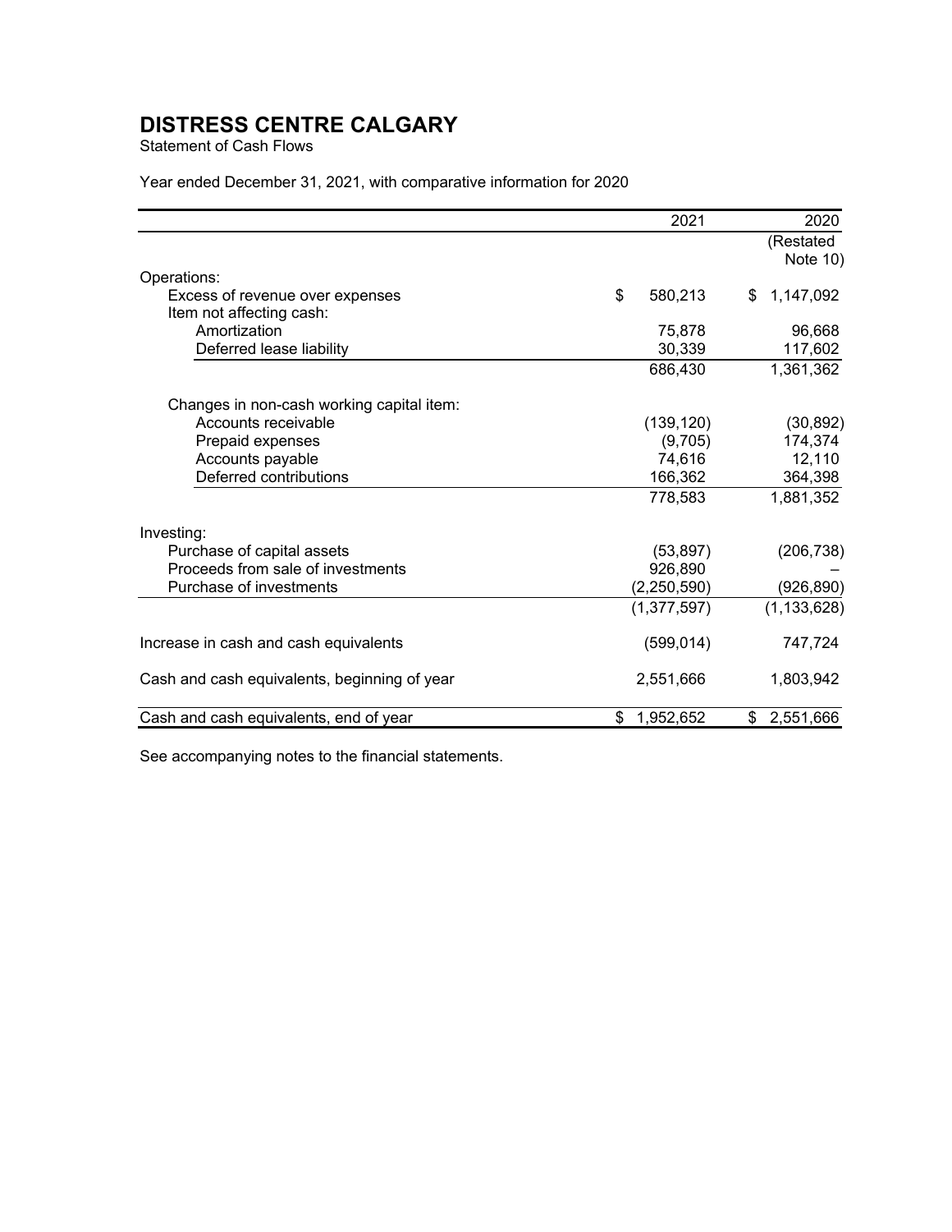# DISTRESS CENTRE CALGARY

Statement of Cash Flows

Year ended December 31, 2021, with comparative information for 2020

| | 2021 | 2020 (Restated Note 10) |
|---|---|---|
| Operations: | | |
| Excess of revenue over expenses | $ 580,213 | $ 1,147,092 |
| Item not affecting cash: | | |
| Amortization | 75,878 | 96,668 |
| Deferred lease liability | 30,339 | 117,602 |
| | 686,430 | 1,361,362 |
| Changes in non-cash working capital item: | | |
| Accounts receivable | (139,120) | (30,892) |
| Prepaid expenses | (9,705) | 174,374 |
| Accounts payable | 74,616 | 12,110 |
| Deferred contributions | 166,362 | 364,398 |
| | 778,583 | 1,881,352 |
| Investing: | | |
| Purchase of capital assets | (53,897) | (206,738) |
| Proceeds from sale of investments | 926,890 | – |
| Purchase of investments | (2,250,590) | (926,890) |
| | (1,377,597) | (1,133,628) |
| Increase in cash and cash equivalents | (599,014) | 747,724 |
| Cash and cash equivalents, beginning of year | 2,551,666 | 1,803,942 |
| Cash and cash equivalents, end of year | $ 1,952,652 | $ 2,551,666 |

See accompanying notes to the financial statements.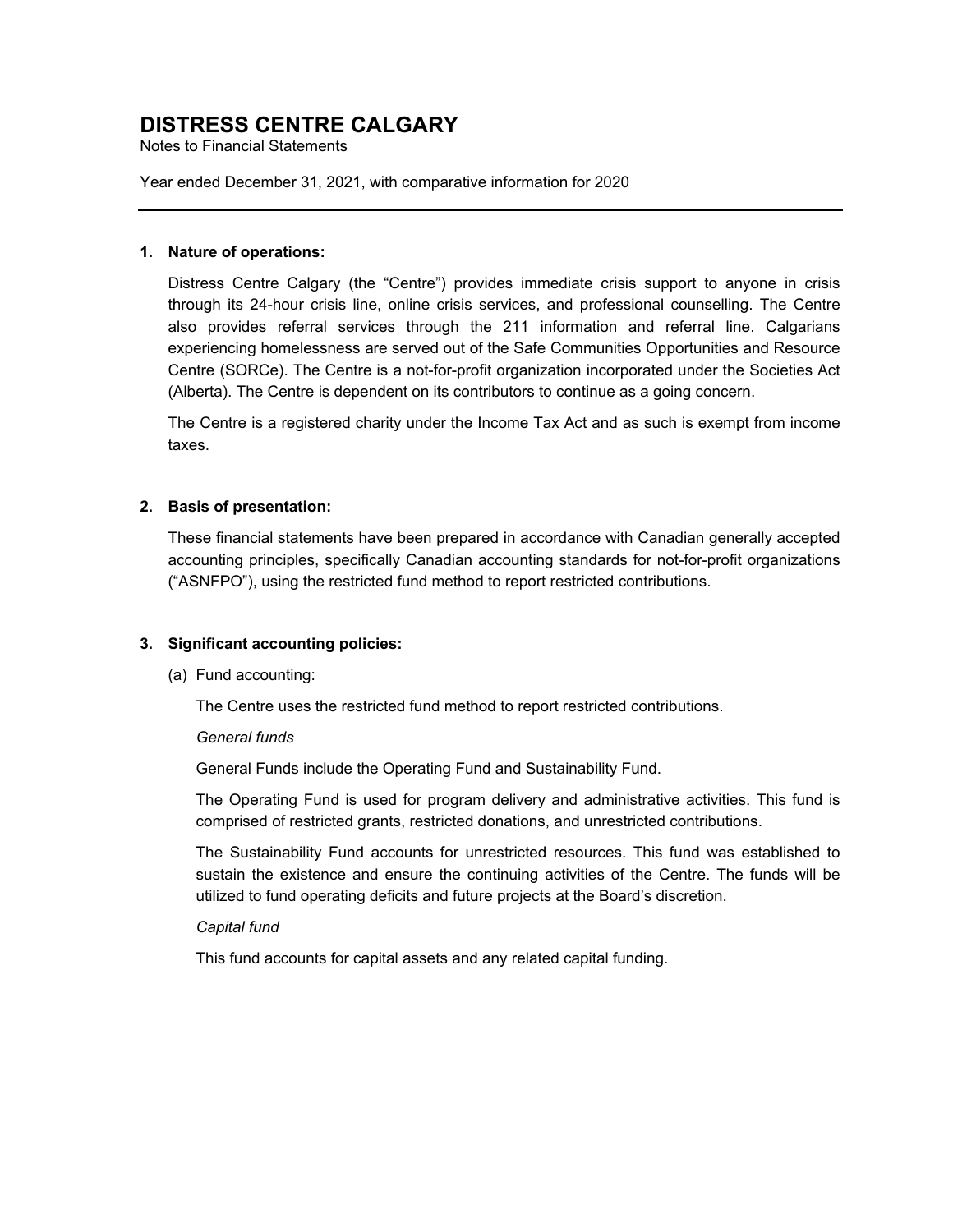# DISTRESS CENTRE CALGARY

Notes to Financial Statements

Year ended December 31, 2021, with comparative information for 2020

---

## 1. Nature of operations:

Distress Centre Calgary (the "Centre") provides immediate crisis support to anyone in crisis through its 24-hour crisis line, online crisis services, and professional counselling. The Centre also provides referral services through the 211 information and referral line. Calgarians experiencing homelessness are served out of the Safe Communities Opportunities and Resource Centre (SORCe). The Centre is a not-for-profit organization incorporated under the Societies Act (Alberta). The Centre is dependent on its contributors to continue as a going concern.

The Centre is a registered charity under the Income Tax Act and as such is exempt from income taxes.

## 2. Basis of presentation:

These financial statements have been prepared in accordance with Canadian generally accepted accounting principles, specifically Canadian accounting standards for not-for-profit organizations ("ASNFPO"), using the restricted fund method to report restricted contributions.

## 3. Significant accounting policies:

(a) Fund accounting:

The Centre uses the restricted fund method to report restricted contributions.

*General funds*

General Funds include the Operating Fund and Sustainability Fund.

The Operating Fund is used for program delivery and administrative activities. This fund is comprised of restricted grants, restricted donations, and unrestricted contributions.

The Sustainability Fund accounts for unrestricted resources. This fund was established to sustain the existence and ensure the continuing activities of the Centre. The funds will be utilized to fund operating deficits and future projects at the Board's discretion.

*Capital fund*

This fund accounts for capital assets and any related capital funding.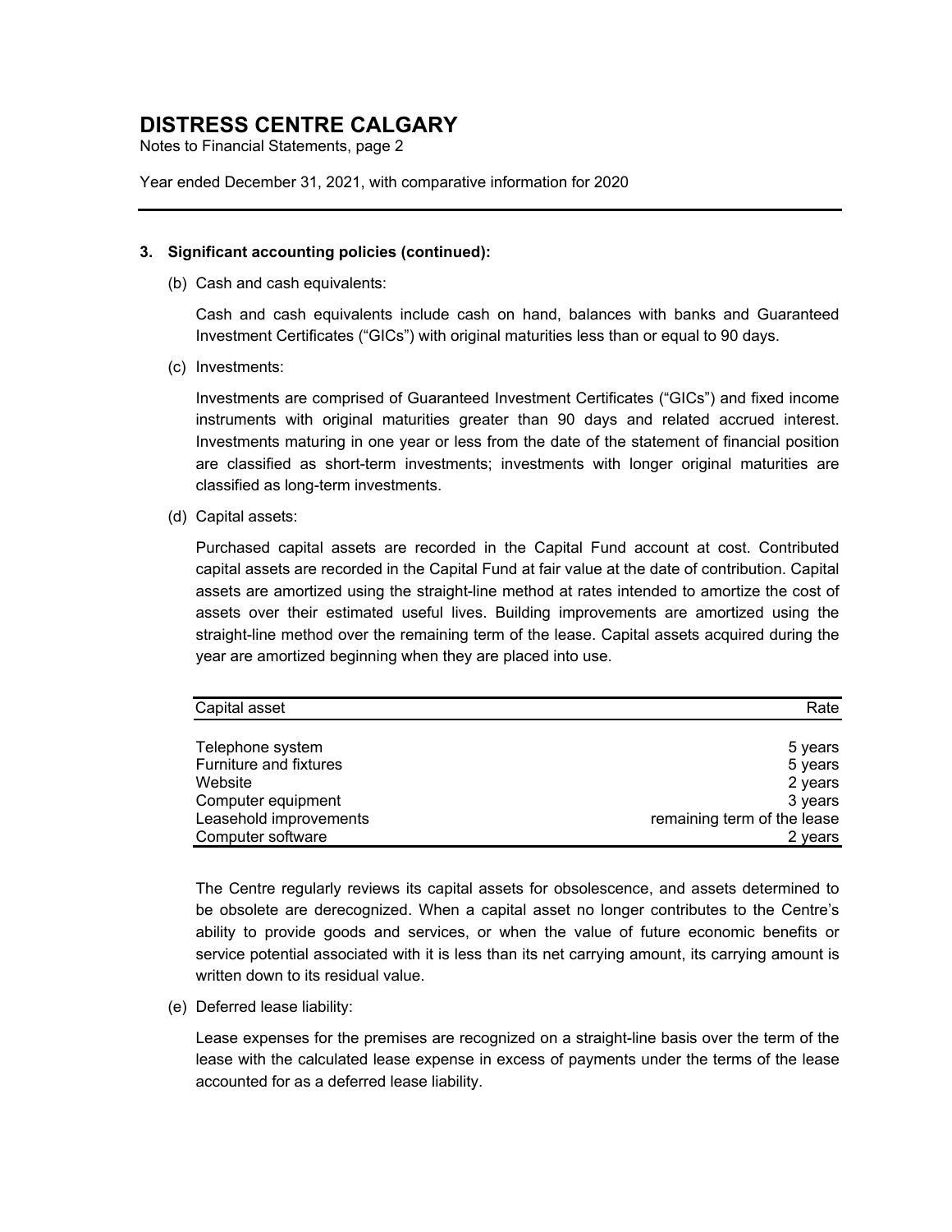# DISTRESS CENTRE CALGARY

Notes to Financial Statements, page 2

Year ended December 31, 2021, with comparative information for 2020

---

**3. Significant accounting policies (continued):**

(b) Cash and cash equivalents:

Cash and cash equivalents include cash on hand, balances with banks and Guaranteed Investment Certificates ("GICs") with original maturities less than or equal to 90 days.

(c) Investments:

Investments are comprised of Guaranteed Investment Certificates ("GICs") and fixed income instruments with original maturities greater than 90 days and related accrued interest. Investments maturing in one year or less from the date of the statement of financial position are classified as short-term investments; investments with longer original maturities are classified as long-term investments.

(d) Capital assets:

Purchased capital assets are recorded in the Capital Fund account at cost. Contributed capital assets are recorded in the Capital Fund at fair value at the date of contribution. Capital assets are amortized using the straight-line method at rates intended to amortize the cost of assets over their estimated useful lives. Building improvements are amortized using the straight-line method over the remaining term of the lease. Capital assets acquired during the year are amortized beginning when they are placed into use.

| Capital asset | Rate |
|---|---:|
| Telephone system | 5 years |
| Furniture and fixtures | 5 years |
| Website | 2 years |
| Computer equipment | 3 years |
| Leasehold improvements | remaining term of the lease |
| Computer software | 2 years |

The Centre regularly reviews its capital assets for obsolescence, and assets determined to be obsolete are derecognized. When a capital asset no longer contributes to the Centre's ability to provide goods and services, or when the value of future economic benefits or service potential associated with it is less than its net carrying amount, its carrying amount is written down to its residual value.

(e) Deferred lease liability:

Lease expenses for the premises are recognized on a straight-line basis over the term of the lease with the calculated lease expense in excess of payments under the terms of the lease accounted for as a deferred lease liability.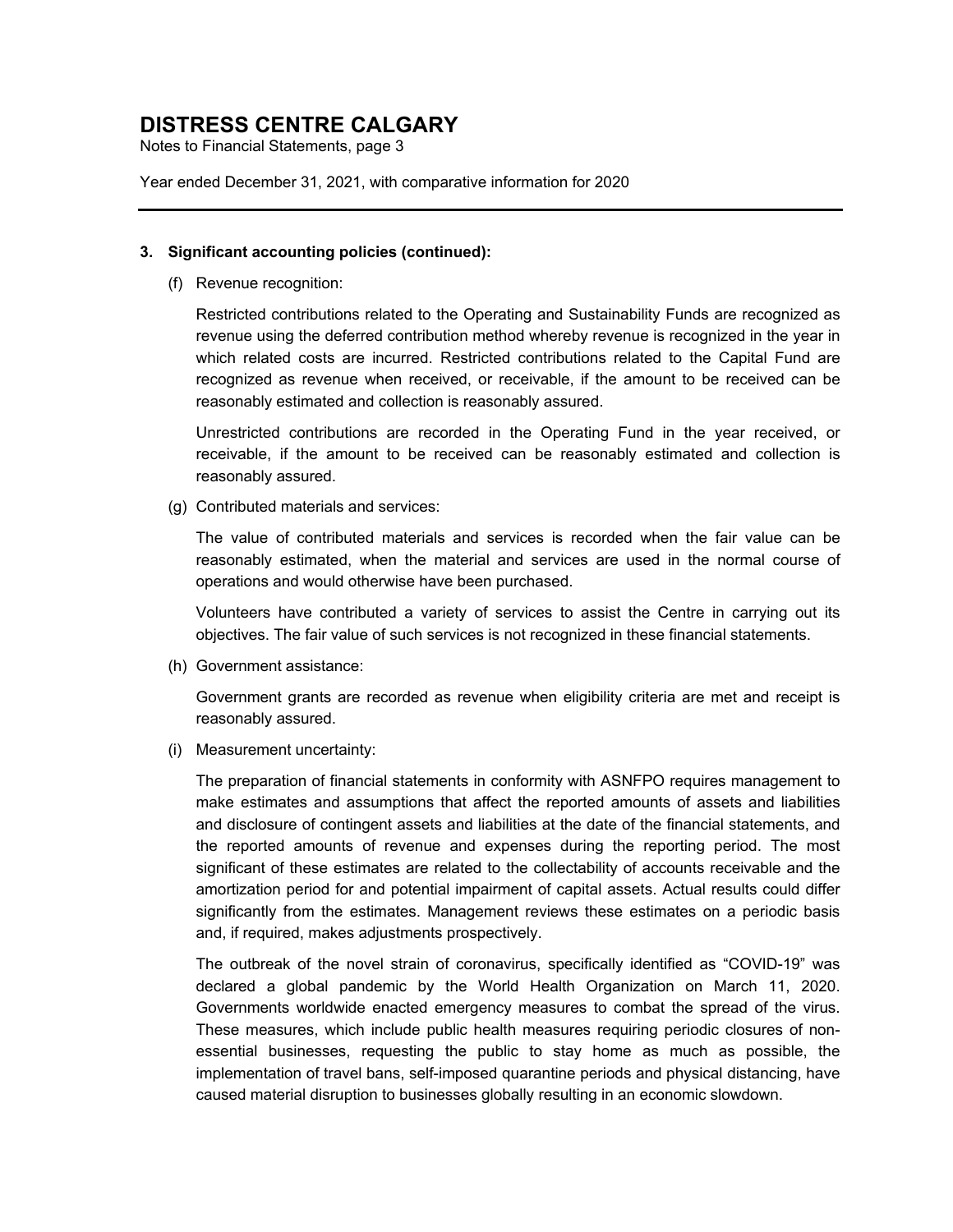# DISTRESS CENTRE CALGARY

Notes to Financial Statements, page 3

Year ended December 31, 2021, with comparative information for 2020

---

## 3. Significant accounting policies (continued):

(f) Revenue recognition:

Restricted contributions related to the Operating and Sustainability Funds are recognized as revenue using the deferred contribution method whereby revenue is recognized in the year in which related costs are incurred. Restricted contributions related to the Capital Fund are recognized as revenue when received, or receivable, if the amount to be received can be reasonably estimated and collection is reasonably assured.

Unrestricted contributions are recorded in the Operating Fund in the year received, or receivable, if the amount to be received can be reasonably estimated and collection is reasonably assured.

(g) Contributed materials and services:

The value of contributed materials and services is recorded when the fair value can be reasonably estimated, when the material and services are used in the normal course of operations and would otherwise have been purchased.

Volunteers have contributed a variety of services to assist the Centre in carrying out its objectives. The fair value of such services is not recognized in these financial statements.

(h) Government assistance:

Government grants are recorded as revenue when eligibility criteria are met and receipt is reasonably assured.

(i) Measurement uncertainty:

The preparation of financial statements in conformity with ASNFPO requires management to make estimates and assumptions that affect the reported amounts of assets and liabilities and disclosure of contingent assets and liabilities at the date of the financial statements, and the reported amounts of revenue and expenses during the reporting period. The most significant of these estimates are related to the collectability of accounts receivable and the amortization period for and potential impairment of capital assets. Actual results could differ significantly from the estimates. Management reviews these estimates on a periodic basis and, if required, makes adjustments prospectively.

The outbreak of the novel strain of coronavirus, specifically identified as "COVID-19" was declared a global pandemic by the World Health Organization on March 11, 2020. Governments worldwide enacted emergency measures to combat the spread of the virus. These measures, which include public health measures requiring periodic closures of non-essential businesses, requesting the public to stay home as much as possible, the implementation of travel bans, self-imposed quarantine periods and physical distancing, have caused material disruption to businesses globally resulting in an economic slowdown.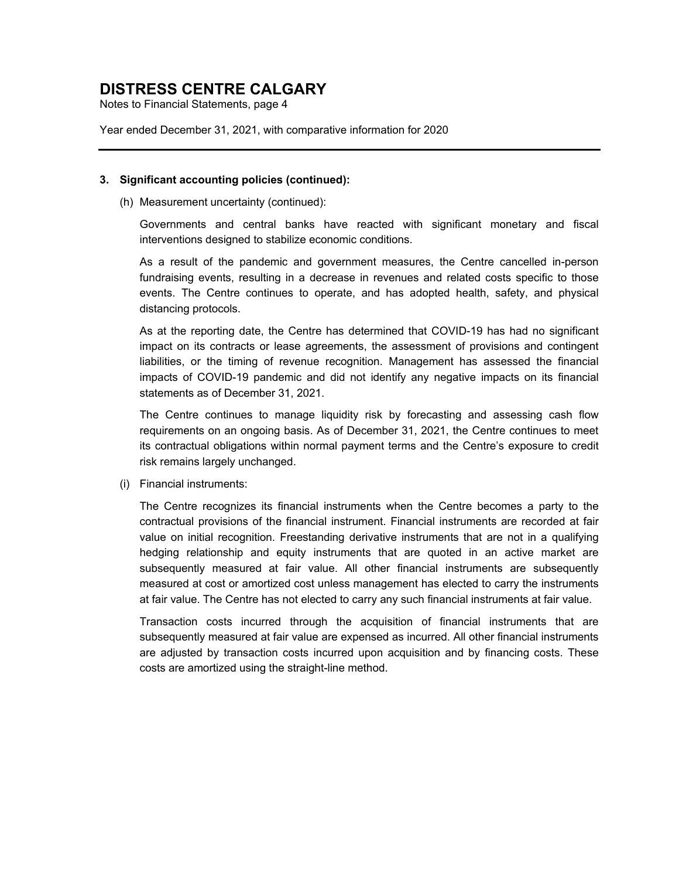### 3. Significant accounting policies (continued):

(h) Measurement uncertainty (continued):

Governments and central banks have reacted with significant monetary and fiscal interventions designed to stabilize economic conditions.

As a result of the pandemic and government measures, the Centre cancelled in-person fundraising events, resulting in a decrease in revenues and related costs specific to those events. The Centre continues to operate, and has adopted health, safety, and physical distancing protocols.

As at the reporting date, the Centre has determined that COVID-19 has had no significant impact on its contracts or lease agreements, the assessment of provisions and contingent liabilities, or the timing of revenue recognition. Management has assessed the financial impacts of COVID-19 pandemic and did not identify any negative impacts on its financial statements as of December 31, 2021.

The Centre continues to manage liquidity risk by forecasting and assessing cash flow requirements on an ongoing basis. As of December 31, 2021, the Centre continues to meet its contractual obligations within normal payment terms and the Centre's exposure to credit risk remains largely unchanged.

(i) Financial instruments:

The Centre recognizes its financial instruments when the Centre becomes a party to the contractual provisions of the financial instrument. Financial instruments are recorded at fair value on initial recognition. Freestanding derivative instruments that are not in a qualifying hedging relationship and equity instruments that are quoted in an active market are subsequently measured at fair value. All other financial instruments are subsequently measured at cost or amortized cost unless management has elected to carry the instruments at fair value. The Centre has not elected to carry any such financial instruments at fair value.

Transaction costs incurred through the acquisition of financial instruments that are subsequently measured at fair value are expensed as incurred. All other financial instruments are adjusted by transaction costs incurred upon acquisition and by financing costs. These costs are amortized using the straight-line method.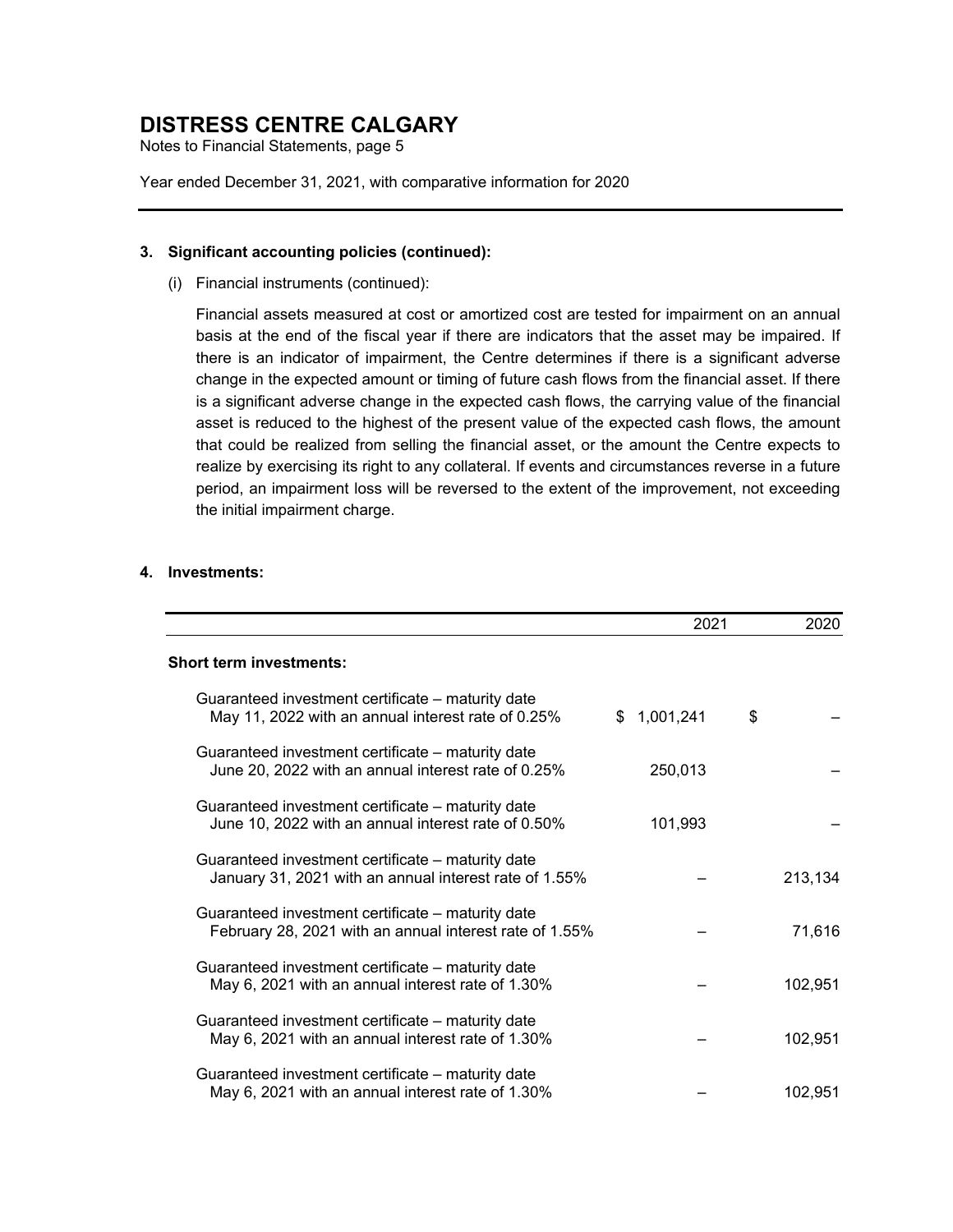### 3. Significant accounting policies (continued):

(i) Financial instruments (continued):

Financial assets measured at cost or amortized cost are tested for impairment on an annual basis at the end of the fiscal year if there are indicators that the asset may be impaired. If there is an indicator of impairment, the Centre determines if there is a significant adverse change in the expected amount or timing of future cash flows from the financial asset. If there is a significant adverse change in the expected cash flows, the carrying value of the financial asset is reduced to the highest of the present value of the expected cash flows, the amount that could be realized from selling the financial asset, or the amount the Centre expects to realize by exercising its right to any collateral. If events and circumstances reverse in a future period, an impairment loss will be reversed to the extent of the improvement, not exceeding the initial impairment charge.

### 4. Investments:

| | 2021 | 2020 |
|---|---|---|
| **Short term investments:** | | |
| Guaranteed investment certificate – maturity date May 11, 2022 with an annual interest rate of 0.25% | $ 1,001,241 | $ – |
| Guaranteed investment certificate – maturity date June 20, 2022 with an annual interest rate of 0.25% | 250,013 | – |
| Guaranteed investment certificate – maturity date June 10, 2022 with an annual interest rate of 0.50% | 101,993 | – |
| Guaranteed investment certificate – maturity date January 31, 2021 with an annual interest rate of 1.55% | – | 213,134 |
| Guaranteed investment certificate – maturity date February 28, 2021 with an annual interest rate of 1.55% | – | 71,616 |
| Guaranteed investment certificate – maturity date May 6, 2021 with an annual interest rate of 1.30% | – | 102,951 |
| Guaranteed investment certificate – maturity date May 6, 2021 with an annual interest rate of 1.30% | – | 102,951 |
| Guaranteed investment certificate – maturity date May 6, 2021 with an annual interest rate of 1.30% | – | 102,951 |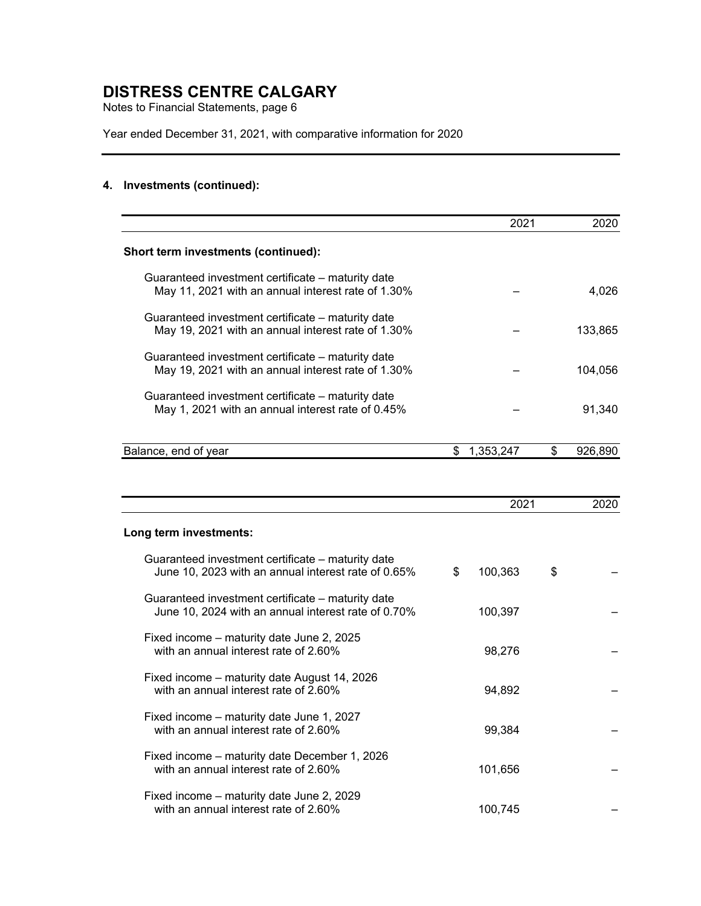# DISTRESS CENTRE CALGARY

Notes to Financial Statements, page 6

Year ended December 31, 2021, with comparative information for 2020

### 4. Investments (continued):

| | 2021 | 2020 |
|---|---|---|
| **Short term investments (continued):** | | |
| Guaranteed investment certificate – maturity date May 11, 2021 with an annual interest rate of 1.30% | – | 4,026 |
| Guaranteed investment certificate – maturity date May 19, 2021 with an annual interest rate of 1.30% | – | 133,865 |
| Guaranteed investment certificate – maturity date May 19, 2021 with an annual interest rate of 1.30% | – | 104,056 |
| Guaranteed investment certificate – maturity date May 1, 2021 with an annual interest rate of 0.45% | – | 91,340 |
| Balance, end of year | $ 1,353,247 | $ 926,890 |

| | 2021 | 2020 |
|---|---|---|
| **Long term investments:** | | |
| Guaranteed investment certificate – maturity date June 10, 2023 with an annual interest rate of 0.65% | $ 100,363 | $ – |
| Guaranteed investment certificate – maturity date June 10, 2024 with an annual interest rate of 0.70% | 100,397 | – |
| Fixed income – maturity date June 2, 2025 with an annual interest rate of 2.60% | 98,276 | – |
| Fixed income – maturity date August 14, 2026 with an annual interest rate of 2.60% | 94,892 | – |
| Fixed income – maturity date June 1, 2027 with an annual interest rate of 2.60% | 99,384 | – |
| Fixed income – maturity date December 1, 2026 with an annual interest rate of 2.60% | 101,656 | – |
| Fixed income – maturity date June 2, 2029 with an annual interest rate of 2.60% | 100,745 | – |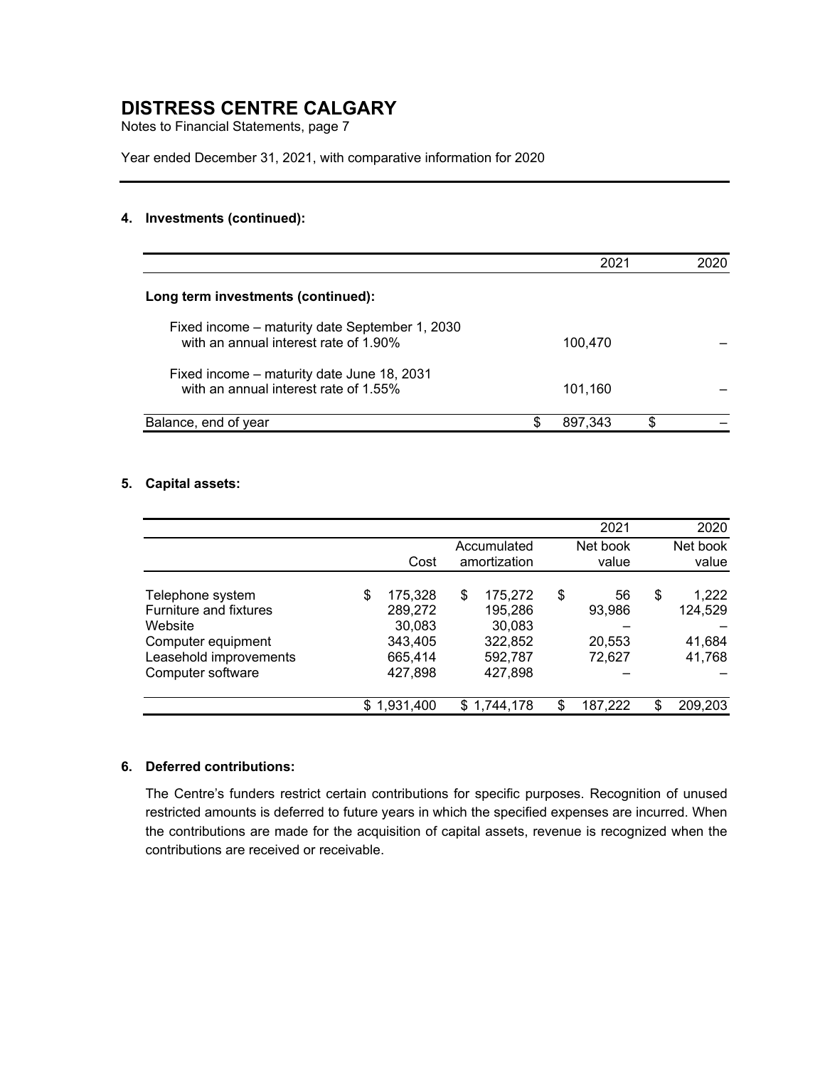# DISTRESS CENTRE CALGARY

Notes to Financial Statements, page 7

Year ended December 31, 2021, with comparative information for 2020

### 4. Investments (continued):

| | 2021 | 2020 |
|---|---|---|
| **Long term investments (continued):** | | |
| Fixed income – maturity date September 1, 2030 with an annual interest rate of 1.90% | 100,470 | – |
| Fixed income – maturity date June 18, 2031 with an annual interest rate of 1.55% | 101,160 | – |
| Balance, end of year | $ 897,343 | $ – |

### 5. Capital assets:

| | | | 2021 | 2020 |
|---|---|---|---|---|
| | Cost | Accumulated amortization | Net book value | Net book value |
| Telephone system | $ 175,328 | $ 175,272 | $ 56 | $ 1,222 |
| Furniture and fixtures | 289,272 | 195,286 | 93,986 | 124,529 |
| Website | 30,083 | 30,083 | – | – |
| Computer equipment | 343,405 | 322,852 | 20,553 | 41,684 |
| Leasehold improvements | 665,414 | 592,787 | 72,627 | 41,768 |
| Computer software | 427,898 | 427,898 | – | – |
| | $ 1,931,400 | $ 1,744,178 | $ 187,222 | $ 209,203 |

### 6. Deferred contributions:

The Centre's funders restrict certain contributions for specific purposes. Recognition of unused restricted amounts is deferred to future years in which the specified expenses are incurred. When the contributions are made for the acquisition of capital assets, revenue is recognized when the contributions are received or receivable.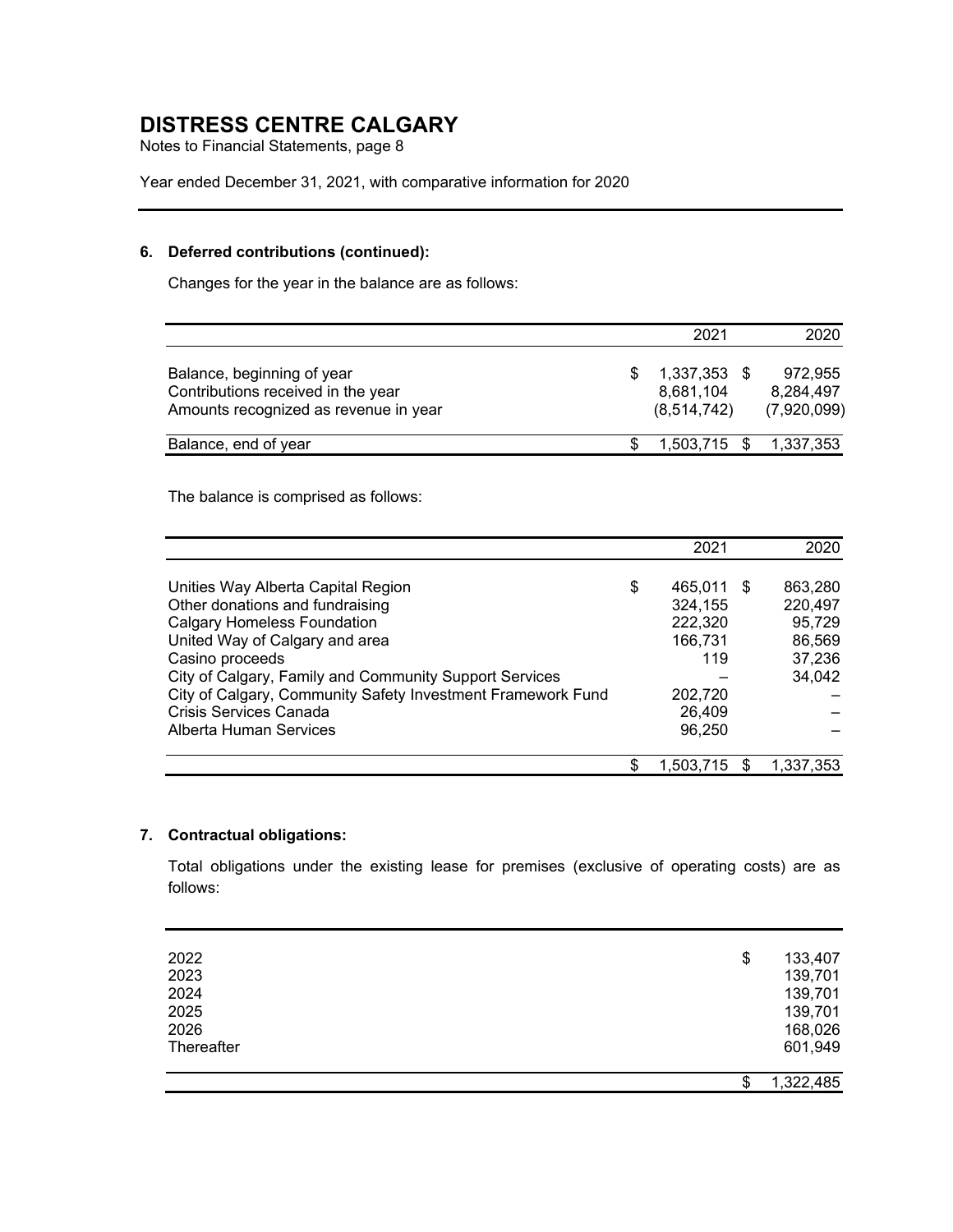# DISTRESS CENTRE CALGARY

Notes to Financial Statements, page 8

Year ended December 31, 2021, with comparative information for 2020

---

### 6. Deferred contributions (continued):

Changes for the year in the balance are as follows:

| | 2021 | 2020 |
|---|---|---|
| Balance, beginning of year | $ 1,337,353 | $ 972,955 |
| Contributions received in the year | 8,681,104 | 8,284,497 |
| Amounts recognized as revenue in year | (8,514,742) | (7,920,099) |
| Balance, end of year | $ 1,503,715 | $ 1,337,353 |

The balance is comprised as follows:

| | 2021 | 2020 |
|---|---|---|
| Unities Way Alberta Capital Region | $ 465,011 | $ 863,280 |
| Other donations and fundraising | 324,155 | 220,497 |
| Calgary Homeless Foundation | 222,320 | 95,729 |
| United Way of Calgary and area | 166,731 | 86,569 |
| Casino proceeds | 119 | 37,236 |
| City of Calgary, Family and Community Support Services | – | 34,042 |
| City of Calgary, Community Safety Investment Framework Fund | 202,720 | – |
| Crisis Services Canada | 26,409 | – |
| Alberta Human Services | 96,250 | – |
| | $ 1,503,715 | $ 1,337,353 |

### 7. Contractual obligations:

Total obligations under the existing lease for premises (exclusive of operating costs) are as follows:

| | |
|---|---|
| 2022 | $ 133,407 |
| 2023 | 139,701 |
| 2024 | 139,701 |
| 2025 | 139,701 |
| 2026 | 168,026 |
| Thereafter | 601,949 |
| | $ 1,322,485 |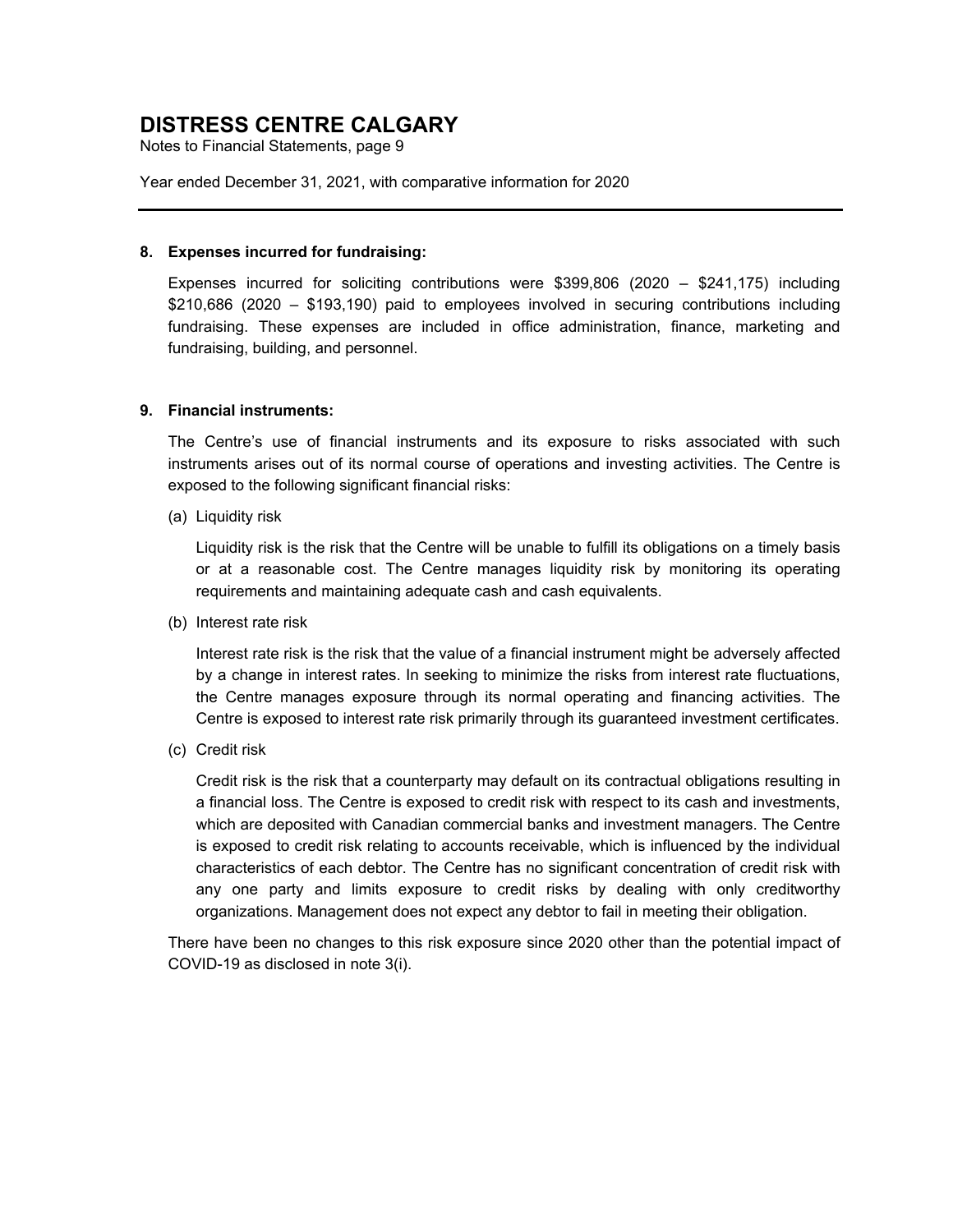# DISTRESS CENTRE CALGARY

Notes to Financial Statements, page 9

Year ended December 31, 2021, with comparative information for 2020

## 8. Expenses incurred for fundraising:

Expenses incurred for soliciting contributions were $399,806 (2020 – $241,175) including $210,686 (2020 – $193,190) paid to employees involved in securing contributions including fundraising. These expenses are included in office administration, finance, marketing and fundraising, building, and personnel.

## 9. Financial instruments:

The Centre's use of financial instruments and its exposure to risks associated with such instruments arises out of its normal course of operations and investing activities. The Centre is exposed to the following significant financial risks:

(a) Liquidity risk

Liquidity risk is the risk that the Centre will be unable to fulfill its obligations on a timely basis or at a reasonable cost. The Centre manages liquidity risk by monitoring its operating requirements and maintaining adequate cash and cash equivalents.

(b) Interest rate risk

Interest rate risk is the risk that the value of a financial instrument might be adversely affected by a change in interest rates. In seeking to minimize the risks from interest rate fluctuations, the Centre manages exposure through its normal operating and financing activities. The Centre is exposed to interest rate risk primarily through its guaranteed investment certificates.

(c) Credit risk

Credit risk is the risk that a counterparty may default on its contractual obligations resulting in a financial loss. The Centre is exposed to credit risk with respect to its cash and investments, which are deposited with Canadian commercial banks and investment managers. The Centre is exposed to credit risk relating to accounts receivable, which is influenced by the individual characteristics of each debtor. The Centre has no significant concentration of credit risk with any one party and limits exposure to credit risks by dealing with only creditworthy organizations. Management does not expect any debtor to fail in meeting their obligation.

There have been no changes to this risk exposure since 2020 other than the potential impact of COVID-19 as disclosed in note 3(i).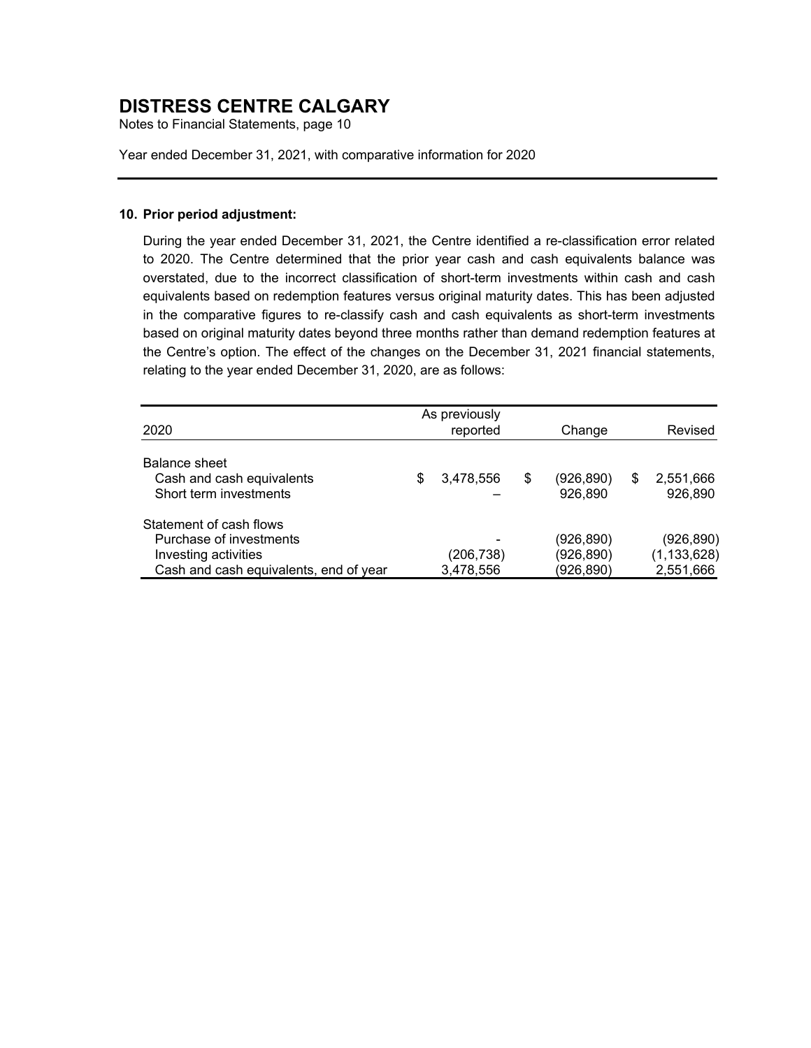# DISTRESS CENTRE CALGARY

Notes to Financial Statements, page 10

Year ended December 31, 2021, with comparative information for 2020

## 10. Prior period adjustment:

During the year ended December 31, 2021, the Centre identified a re-classification error related to 2020. The Centre determined that the prior year cash and cash equivalents balance was overstated, due to the incorrect classification of short-term investments within cash and cash equivalents based on redemption features versus original maturity dates. This has been adjusted in the comparative figures to re-classify cash and cash equivalents as short-term investments based on original maturity dates beyond three months rather than demand redemption features at the Centre's option. The effect of the changes on the December 31, 2021 financial statements, relating to the year ended December 31, 2020, are as follows:

| 2020 | As previously reported | Change | Revised |
|---|---|---|---|
| Balance sheet | | | |
| Cash and cash equivalents | $ 3,478,556 | $ (926,890) | $ 2,551,666 |
| Short term investments | – | 926,890 | 926,890 |
| Statement of cash flows | | | |
| Purchase of investments | - | (926,890) | (926,890) |
| Investing activities | (206,738) | (926,890) | (1,133,628) |
| Cash and cash equivalents, end of year | 3,478,556 | (926,890) | 2,551,666 |